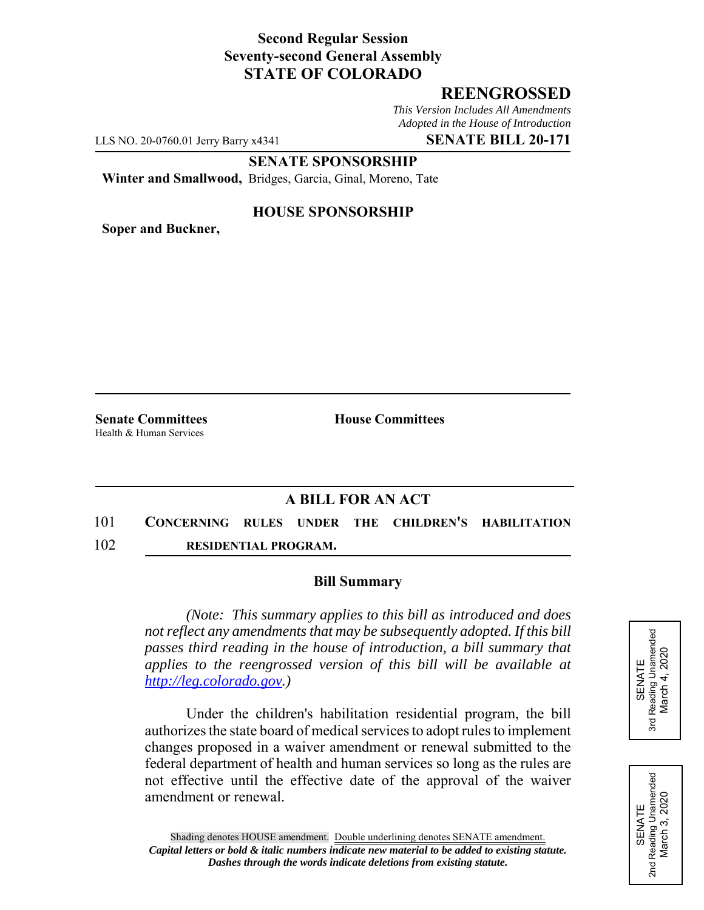**Second Regular Session**
**Seventy-second General Assembly**
**STATE OF COLORADO**

# REENGROSSED

*This Version Includes All Amendments Adopted in the House of Introduction*

LLS NO. 20-0760.01 Jerry Barry x4341 **SENATE BILL 20-171**

**SENATE SPONSORSHIP**

**Winter and Smallwood,** Bridges, Garcia, Ginal, Moreno, Tate

**HOUSE SPONSORSHIP**

**Soper and Buckner,**

**Senate Committees**
Health & Human Services

**House Committees**

## A BILL FOR AN ACT

101 **CONCERNING RULES UNDER THE CHILDREN'S HABILITATION**
102 **RESIDENTIAL PROGRAM.**

### Bill Summary

*(Note: This summary applies to this bill as introduced and does not reflect any amendments that may be subsequently adopted. If this bill passes third reading in the house of introduction, a bill summary that applies to the reengrossed version of this bill will be available at http://leg.colorado.gov.)*

Under the children's habilitation residential program, the bill authorizes the state board of medical services to adopt rules to implement changes proposed in a waiver amendment or renewal submitted to the federal department of health and human services so long as the rules are not effective until the effective date of the approval of the waiver amendment or renewal.

SENATE
3rd Reading Unamended
March 4, 2020

SENATE
2nd Reading Unamended
March 3, 2020

Shading denotes HOUSE amendment. Double underlining denotes SENATE amendment.
*Capital letters or bold & italic numbers indicate new material to be added to existing statute.*
*Dashes through the words indicate deletions from existing statute.*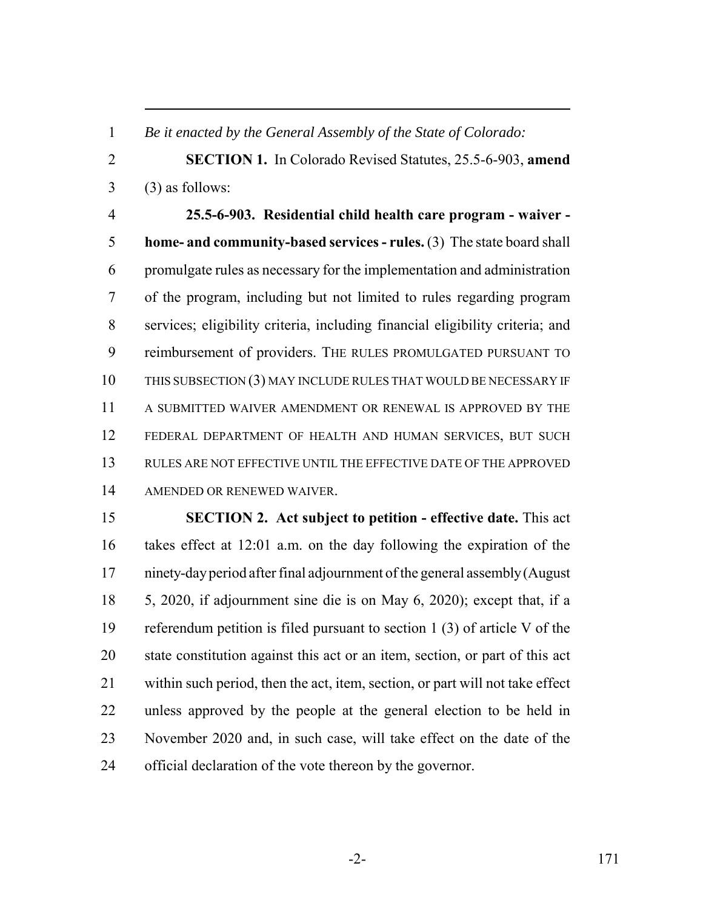*Be it enacted by the General Assembly of the State of Colorado:*

**SECTION 1.** In Colorado Revised Statutes, 25.5-6-903, **amend** (3) as follows:

**25.5-6-903. Residential child health care program - waiver - home- and community-based services - rules.** (3) The state board shall promulgate rules as necessary for the implementation and administration of the program, including but not limited to rules regarding program services; eligibility criteria, including financial eligibility criteria; and reimbursement of providers. THE RULES PROMULGATED PURSUANT TO THIS SUBSECTION (3) MAY INCLUDE RULES THAT WOULD BE NECESSARY IF A SUBMITTED WAIVER AMENDMENT OR RENEWAL IS APPROVED BY THE FEDERAL DEPARTMENT OF HEALTH AND HUMAN SERVICES, BUT SUCH RULES ARE NOT EFFECTIVE UNTIL THE EFFECTIVE DATE OF THE APPROVED AMENDED OR RENEWED WAIVER.

**SECTION 2. Act subject to petition - effective date.** This act takes effect at 12:01 a.m. on the day following the expiration of the ninety-day period after final adjournment of the general assembly (August 5, 2020, if adjournment sine die is on May 6, 2020); except that, if a referendum petition is filed pursuant to section 1 (3) of article V of the state constitution against this act or an item, section, or part of this act within such period, then the act, item, section, or part will not take effect unless approved by the people at the general election to be held in November 2020 and, in such case, will take effect on the date of the official declaration of the vote thereon by the governor.